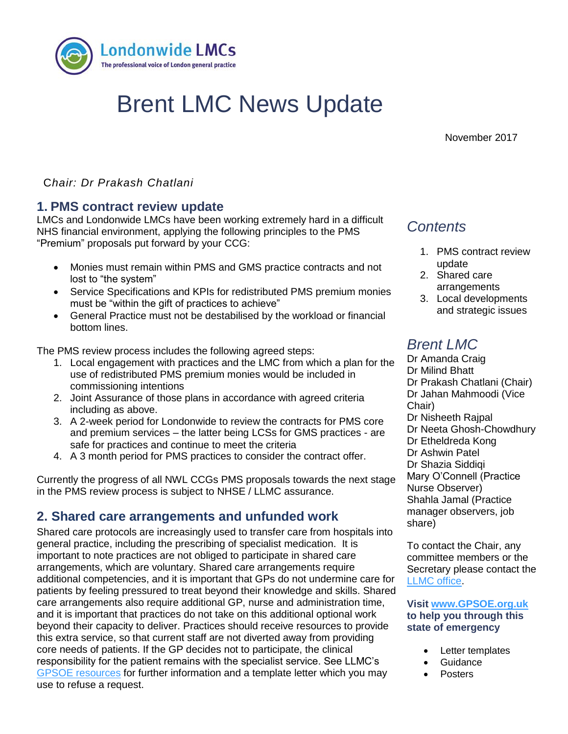Londonwide LMCs
The professional voice of London general practice

# Brent LMC News Update

November 2017

*Chair: Dr Prakash Chatlani*

## 1. PMS contract review update

LMCs and Londonwide LMCs have been working extremely hard in a difficult NHS financial environment, applying the following principles to the PMS "Premium" proposals put forward by your CCG:

- Monies must remain within PMS and GMS practice contracts and not lost to "the system"
- Service Specifications and KPIs for redistributed PMS premium monies must be "within the gift of practices to achieve"
- General Practice must not be destabilised by the workload or financial bottom lines.

The PMS review process includes the following agreed steps:

1. Local engagement with practices and the LMC from which a plan for the use of redistributed PMS premium monies would be included in commissioning intentions
2. Joint Assurance of those plans in accordance with agreed criteria including as above.
3. A 2-week period for Londonwide to review the contracts for PMS core and premium services – the latter being LCSs for GMS practices - are safe for practices and continue to meet the criteria
4. A 3 month period for PMS practices to consider the contract offer.

Currently the progress of all NWL CCGs PMS proposals towards the next stage in the PMS review process is subject to NHSE / LLMC assurance.

## 2. Shared care arrangements and unfunded work

Shared care protocols are increasingly used to transfer care from hospitals into general practice, including the prescribing of specialist medication. It is important to note practices are not obliged to participate in shared care arrangements, which are voluntary. Shared care arrangements require additional competencies, and it is important that GPs do not undermine care for patients by feeling pressured to treat beyond their knowledge and skills. Shared care arrangements also require additional GP, nurse and administration time, and it is important that practices do not take on this additional optional work beyond their capacity to deliver. Practices should receive resources to provide this extra service, so that current staff are not diverted away from providing core needs of patients. If the GP decides not to participate, the clinical responsibility for the patient remains with the specialist service. See LLMC's GPSOE resources for further information and a template letter which you may use to refuse a request.

## *Contents*

1. PMS contract review update
2. Shared care arrangements
3. Local developments and strategic issues

## *Brent LMC*

Dr Amanda Craig
Dr Milind Bhatt
Dr Prakash Chatlani (Chair)
Dr Jahan Mahmoodi (Vice Chair)
Dr Nisheeth Rajpal
Dr Neeta Ghosh-Chowdhury
Dr Etheldreda Kong
Dr Ashwin Patel
Dr Shazia Siddiqi
Mary O'Connell (Practice Nurse Observer)
Shahla Jamal (Practice manager observers, job share)

To contact the Chair, any committee members or the Secretary please contact the LLMC office.

**Visit www.GPSOE.org.uk to help you through this state of emergency**

- Letter templates
- Guidance
- Posters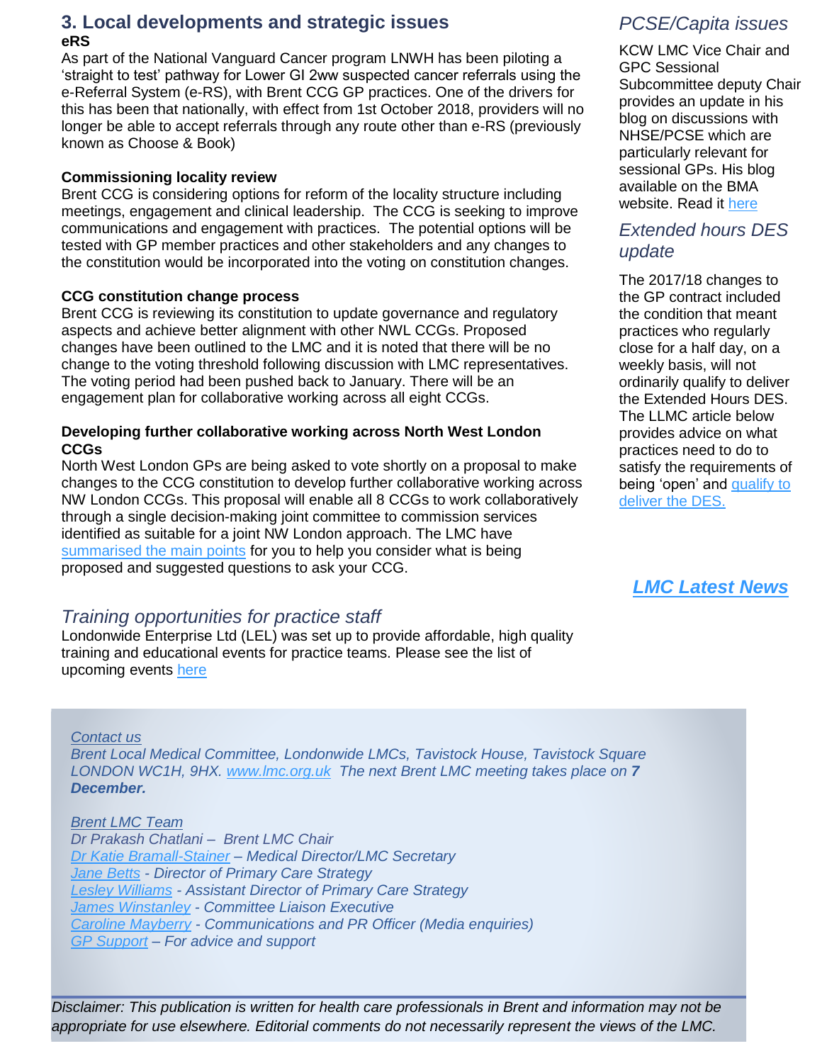## 3. Local developments and strategic issues

**eRS**

As part of the National Vanguard Cancer program LNWH has been piloting a 'straight to test' pathway for Lower GI 2ww suspected cancer referrals using the e-Referral System (e-RS), with Brent CCG GP practices. One of the drivers for this has been that nationally, with effect from 1st October 2018, providers will no longer be able to accept referrals through any route other than e-RS (previously known as Choose & Book)

**Commissioning locality review**

Brent CCG is considering options for reform of the locality structure including meetings, engagement and clinical leadership. The CCG is seeking to improve communications and engagement with practices. The potential options will be tested with GP member practices and other stakeholders and any changes to the constitution would be incorporated into the voting on constitution changes.

**CCG constitution change process**

Brent CCG is reviewing its constitution to update governance and regulatory aspects and achieve better alignment with other NWL CCGs. Proposed changes have been outlined to the LMC and it is noted that there will be no change to the voting threshold following discussion with LMC representatives. The voting period had been pushed back to January. There will be an engagement plan for collaborative working across all eight CCGs.

**Developing further collaborative working across North West London CCGs**

North West London GPs are being asked to vote shortly on a proposal to make changes to the CCG constitution to develop further collaborative working across NW London CCGs. This proposal will enable all 8 CCGs to work collaboratively through a single decision-making joint committee to commission services identified as suitable for a joint NW London approach. The LMC have summarised the main points for you to help you consider what is being proposed and suggested questions to ask your CCG.

### *Training opportunities for practice staff*

Londonwide Enterprise Ltd (LEL) was set up to provide affordable, high quality training and educational events for practice teams. Please see the list of upcoming events here

### *PCSE/Capita issues*

KCW LMC Vice Chair and GPC Sessional Subcommittee deputy Chair provides an update in his blog on discussions with NHSE/PCSE which are particularly relevant for sessional GPs. His blog available on the BMA website. Read it here

### *Extended hours DES update*

The 2017/18 changes to the GP contract included the condition that meant practices who regularly close for a half day, on a weekly basis, will not ordinarily qualify to deliver the Extended Hours DES. The LLMC article below provides advice on what practices need to do to satisfy the requirements of being 'open' and qualify to deliver the DES.

***LMC Latest News***

*Contact us*

*Brent Local Medical Committee, Londonwide LMCs, Tavistock House, Tavistock Square LONDON WC1H, 9HX. www.lmc.org.uk The next Brent LMC meeting takes place on **7 December.***

*Brent LMC Team*

*Dr Prakash Chatlani – Brent LMC Chair*
*Dr Katie Bramall-Stainer – Medical Director/LMC Secretary*
*Jane Betts - Director of Primary Care Strategy*
*Lesley Williams - Assistant Director of Primary Care Strategy*
*James Winstanley - Committee Liaison Executive*
*Caroline Mayberry - Communications and PR Officer (Media enquiries)*
*GP Support – For advice and support*

*Disclaimer: This publication is written for health care professionals in Brent and information may not be appropriate for use elsewhere. Editorial comments do not necessarily represent the views of the LMC.*